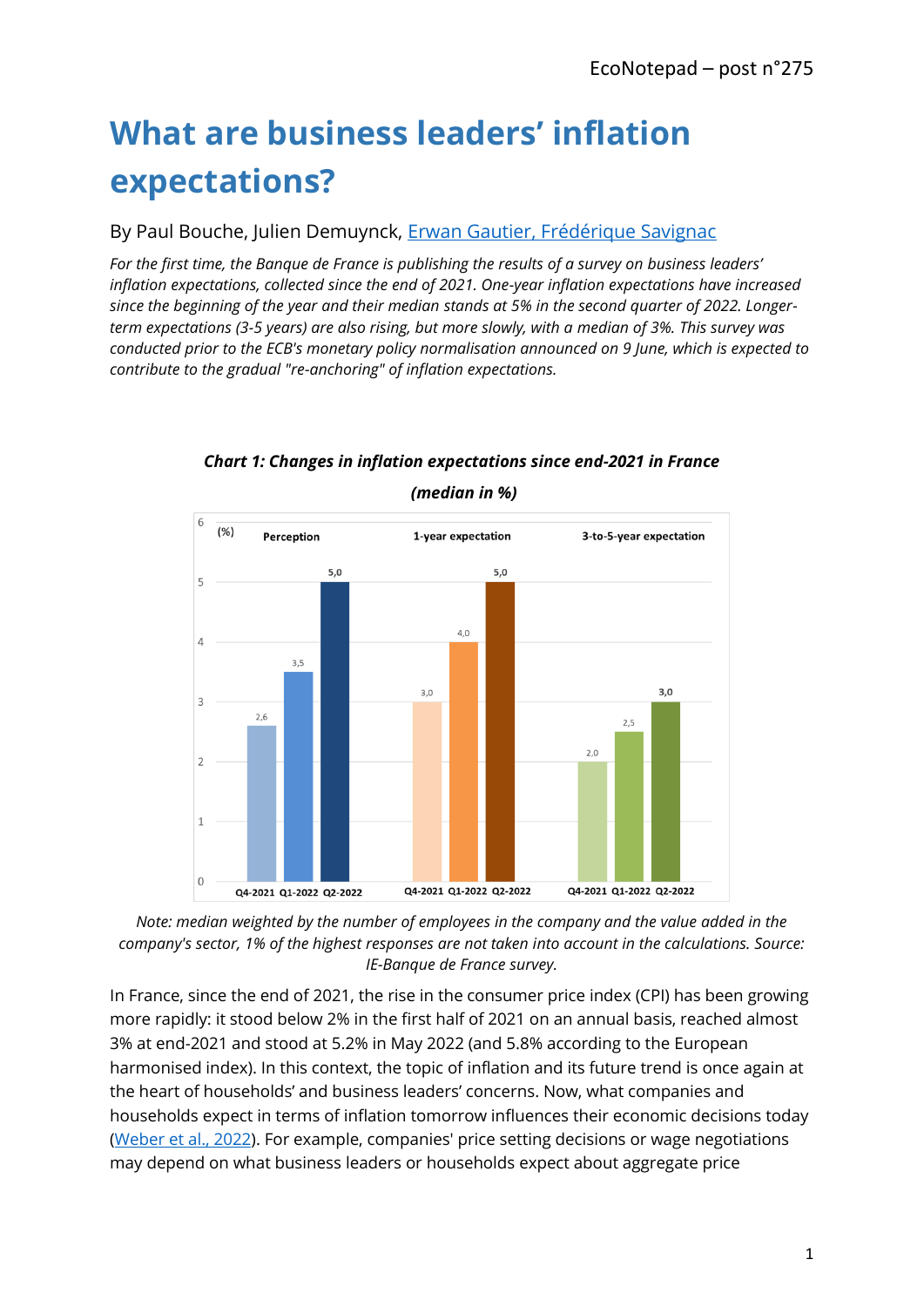EcoNotepad – post n°275

# What are business leaders' inflation expectations?

By Paul Bouche, Julien Demuynck, Erwan Gautier, Frédérique Savignac

*For the first time, the Banque de France is publishing the results of a survey on business leaders' inflation expectations, collected since the end of 2021. One-year inflation expectations have increased since the beginning of the year and their median stands at 5% in the second quarter of 2022. Longer-term expectations (3-5 years) are also rising, but more slowly, with a median of 3%. This survey was conducted prior to the ECB's monetary policy normalisation announced on 9 June, which is expected to contribute to the gradual "re-anchoring" of inflation expectations.*

***Chart 1: Changes in inflation expectations since end-2021 in France (median in %)***

| (%) | Q4-2021 | Q1-2022 | Q2-2022 |
|---|---|---|---|
| Perception | 2,6 | 3,5 | 5,0 |
| 1-year expectation | 3,0 | 4,0 | 5,0 |
| 3-to-5-year expectation | 2,0 | 2,5 | 3,0 |

*Note: median weighted by the number of employees in the company and the value added in the company's sector, 1% of the highest responses are not taken into account in the calculations. Source: IE-Banque de France survey.*

In France, since the end of 2021, the rise in the consumer price index (CPI) has been growing more rapidly: it stood below 2% in the first half of 2021 on an annual basis, reached almost 3% at end-2021 and stood at 5.2% in May 2022 (and 5.8% according to the European harmonised index). In this context, the topic of inflation and its future trend is once again at the heart of households' and business leaders' concerns. Now, what companies and households expect in terms of inflation tomorrow influences their economic decisions today (Weber et al., 2022). For example, companies' price setting decisions or wage negotiations may depend on what business leaders or households expect about aggregate price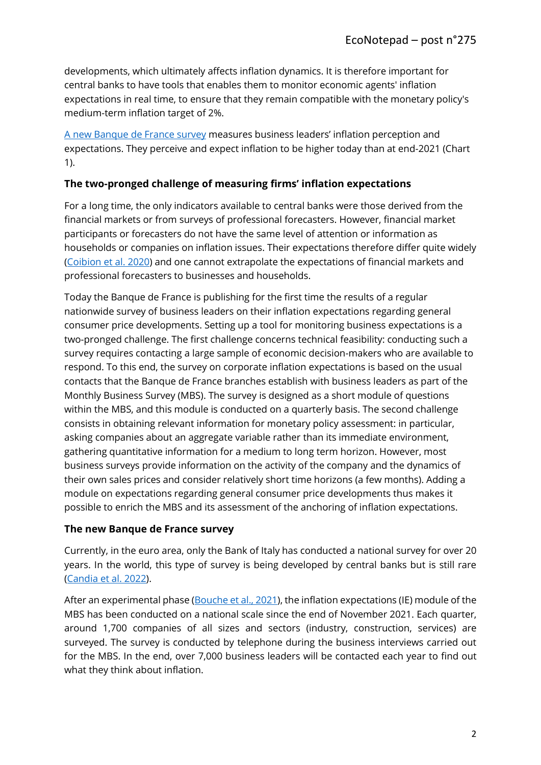developments, which ultimately affects inflation dynamics. It is therefore important for central banks to have tools that enables them to monitor economic agents' inflation expectations in real time, to ensure that they remain compatible with the monetary policy's medium-term inflation target of 2%.

[A new Banque de France survey](#) measures business leaders' inflation perception and expectations. They perceive and expect inflation to be higher today than at end-2021 (Chart 1).

### The two-pronged challenge of measuring firms' inflation expectations

For a long time, the only indicators available to central banks were those derived from the financial markets or from surveys of professional forecasters. However, financial market participants or forecasters do not have the same level of attention or information as households or companies on inflation issues. Their expectations therefore differ quite widely ([Coibion et al. 2020](#)) and one cannot extrapolate the expectations of financial markets and professional forecasters to businesses and households.

Today the Banque de France is publishing for the first time the results of a regular nationwide survey of business leaders on their inflation expectations regarding general consumer price developments. Setting up a tool for monitoring business expectations is a two-pronged challenge. The first challenge concerns technical feasibility: conducting such a survey requires contacting a large sample of economic decision-makers who are available to respond. To this end, the survey on corporate inflation expectations is based on the usual contacts that the Banque de France branches establish with business leaders as part of the Monthly Business Survey (MBS). The survey is designed as a short module of questions within the MBS, and this module is conducted on a quarterly basis. The second challenge consists in obtaining relevant information for monetary policy assessment: in particular, asking companies about an aggregate variable rather than its immediate environment, gathering quantitative information for a medium to long term horizon. However, most business surveys provide information on the activity of the company and the dynamics of their own sales prices and consider relatively short time horizons (a few months). Adding a module on expectations regarding general consumer price developments thus makes it possible to enrich the MBS and its assessment of the anchoring of inflation expectations.

### The new Banque de France survey

Currently, in the euro area, only the Bank of Italy has conducted a national survey for over 20 years. In the world, this type of survey is being developed by central banks but is still rare ([Candia et al. 2022](#)).

After an experimental phase ([Bouche et al., 2021](#)), the inflation expectations (IE) module of the MBS has been conducted on a national scale since the end of November 2021. Each quarter, around 1,700 companies of all sizes and sectors (industry, construction, services) are surveyed. The survey is conducted by telephone during the business interviews carried out for the MBS. In the end, over 7,000 business leaders will be contacted each year to find out what they think about inflation.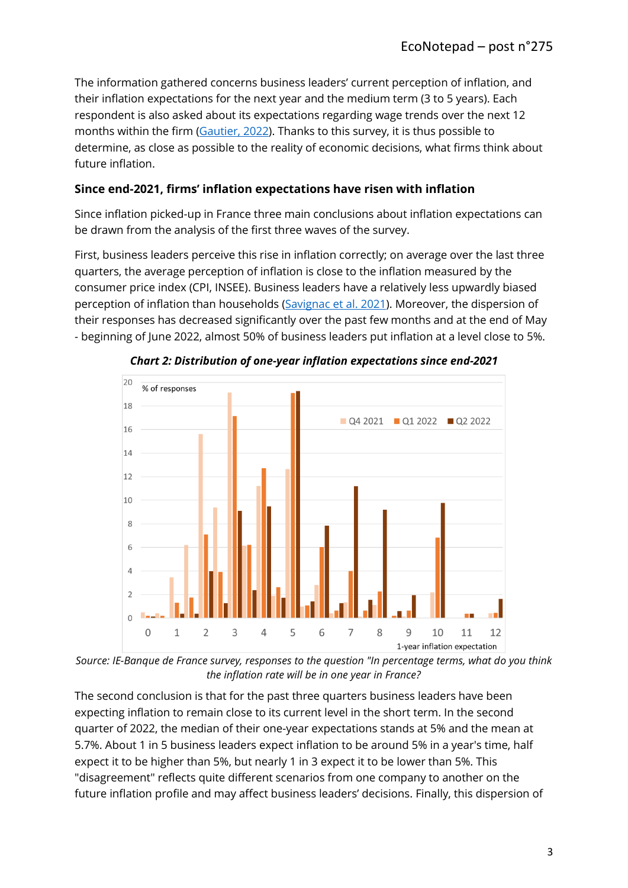The information gathered concerns business leaders' current perception of inflation, and their inflation expectations for the next year and the medium term (3 to 5 years). Each respondent is also asked about its expectations regarding wage trends over the next 12 months within the firm (Gautier, 2022). Thanks to this survey, it is thus possible to determine, as close as possible to the reality of economic decisions, what firms think about future inflation.

### Since end-2021, firms' inflation expectations have risen with inflation

Since inflation picked-up in France three main conclusions about inflation expectations can be drawn from the analysis of the first three waves of the survey.

First, business leaders perceive this rise in inflation correctly; on average over the last three quarters, the average perception of inflation is close to the inflation measured by the consumer price index (CPI, INSEE). Business leaders have a relatively less upwardly biased perception of inflation than households (Savignac et al. 2021). Moreover, the dispersion of their responses has decreased significantly over the past few months and at the end of May - beginning of June 2022, almost 50% of business leaders put inflation at a level close to 5%.

***Chart 2: Distribution of one-year inflation expectations since end-2021***

*Source: IE-Banque de France survey, responses to the question "In percentage terms, what do you think the inflation rate will be in one year in France?*

The second conclusion is that for the past three quarters business leaders have been expecting inflation to remain close to its current level in the short term. In the second quarter of 2022, the median of their one-year expectations stands at 5% and the mean at 5.7%. About 1 in 5 business leaders expect inflation to be around 5% in a year's time, half expect it to be higher than 5%, but nearly 1 in 3 expect it to be lower than 5%. This "disagreement" reflects quite different scenarios from one company to another on the future inflation profile and may affect business leaders' decisions. Finally, this dispersion of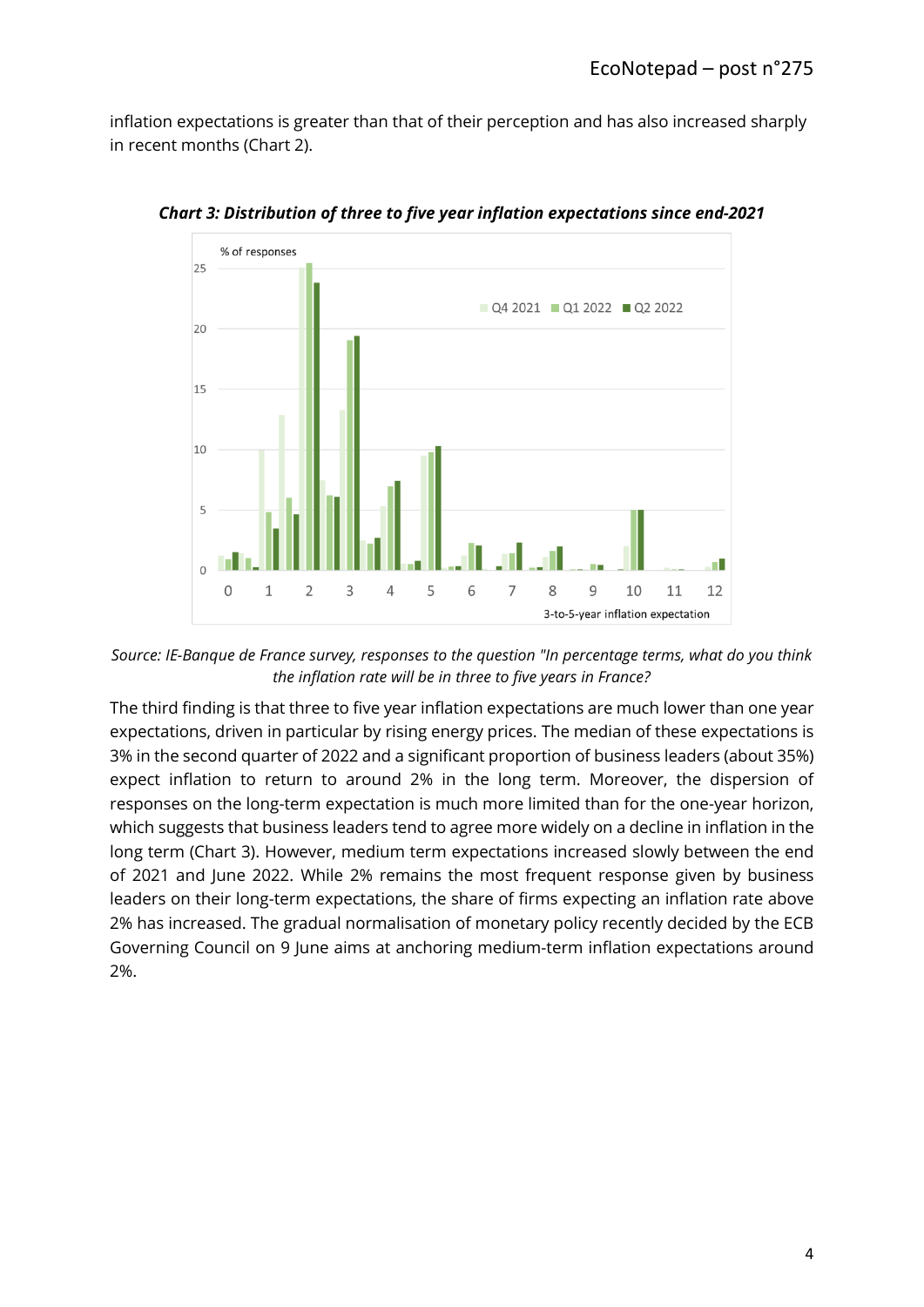inflation expectations is greater than that of their perception and has also increased sharply in recent months (Chart 2).

***Chart 3: Distribution of three to five year inflation expectations since end-2021***

*Source: IE-Banque de France survey, responses to the question "In percentage terms, what do you think the inflation rate will be in three to five years in France?*

The third finding is that three to five year inflation expectations are much lower than one year expectations, driven in particular by rising energy prices. The median of these expectations is 3% in the second quarter of 2022 and a significant proportion of business leaders (about 35%) expect inflation to return to around 2% in the long term. Moreover, the dispersion of responses on the long-term expectation is much more limited than for the one-year horizon, which suggests that business leaders tend to agree more widely on a decline in inflation in the long term (Chart 3). However, medium term expectations increased slowly between the end of 2021 and June 2022. While 2% remains the most frequent response given by business leaders on their long-term expectations, the share of firms expecting an inflation rate above 2% has increased. The gradual normalisation of monetary policy recently decided by the ECB Governing Council on 9 June aims at anchoring medium-term inflation expectations around 2%.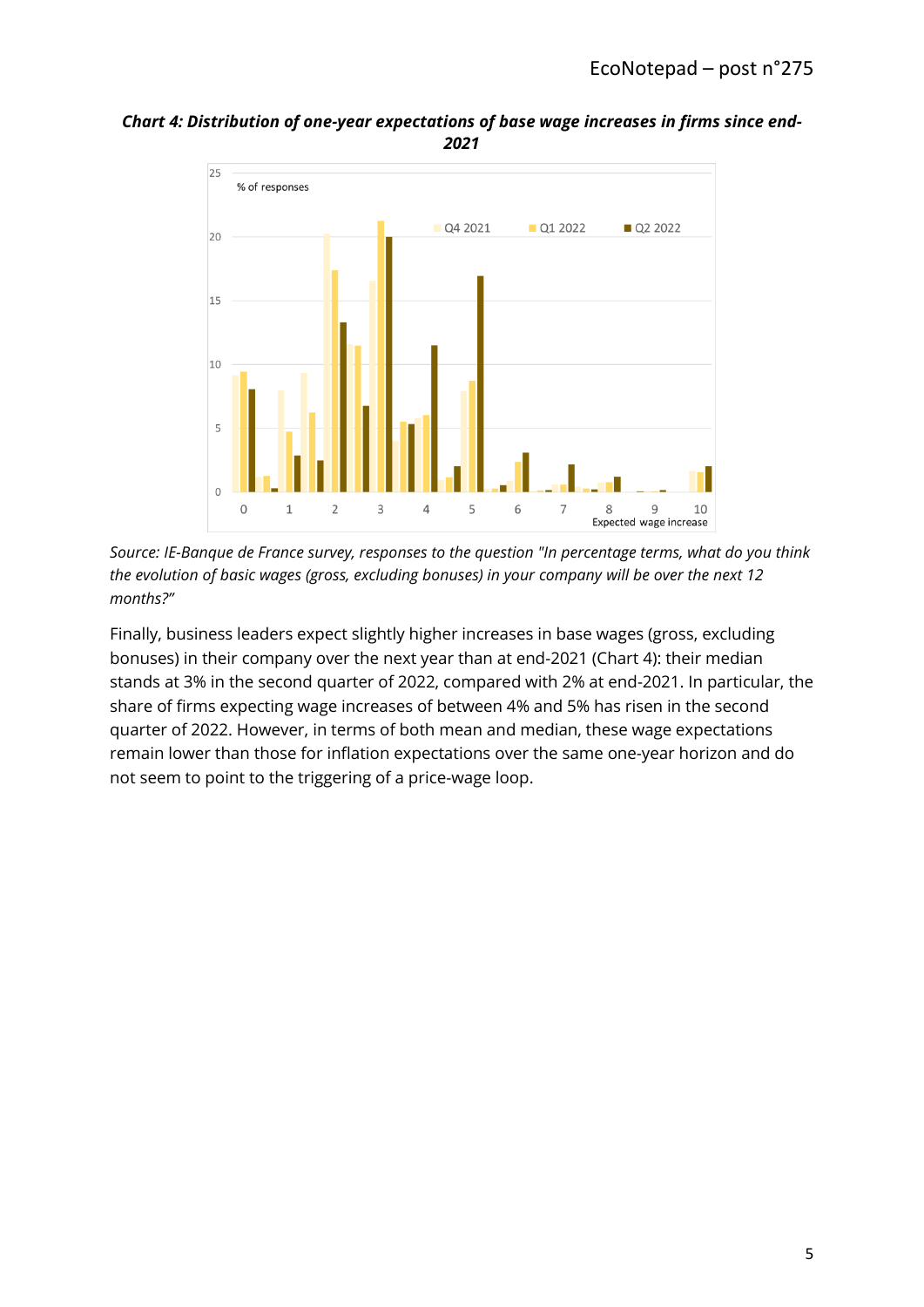***Chart 4: Distribution of one-year expectations of base wage increases in firms since end-2021***

% of responses

25
20
15
10
5
0

Q4 2021
Q1 2022
Q2 2022

0
1
2
3
4
5
6
7
8
9
10

Expected wage increase

*Source: IE-Banque de France survey, responses to the question "In percentage terms, what do you think the evolution of basic wages (gross, excluding bonuses) in your company will be over the next 12 months?"*

Finally, business leaders expect slightly higher increases in base wages (gross, excluding bonuses) in their company over the next year than at end-2021 (Chart 4): their median stands at 3% in the second quarter of 2022, compared with 2% at end-2021. In particular, the share of firms expecting wage increases of between 4% and 5% has risen in the second quarter of 2022. However, in terms of both mean and median, these wage expectations remain lower than those for inflation expectations over the same one-year horizon and do not seem to point to the triggering of a price-wage loop.